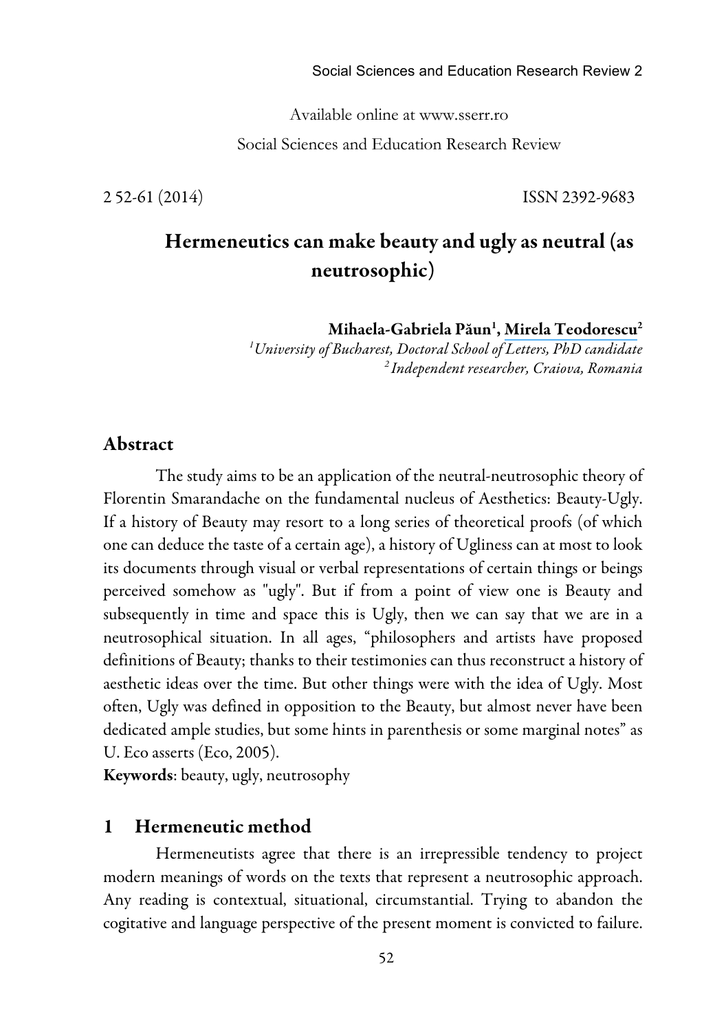Available online at www.sserr.ro

Social Sciences and Education Research Review

2 52-61 (2014) ISSN 2392-9683

# Hermeneutics can make beauty and ugly as neutral (as neutrosophic)

**Mihaela-Gabriela Păun[1], Mirela Teodorescu[2]**

*[1]University of Bucharest, Doctoral School of Letters, PhD candidate*
*[2]Independent researcher, Craiova, Romania*

## Abstract

The study aims to be an application of the neutral-neutrosophic theory of Florentin Smarandache on the fundamental nucleus of Aesthetics: Beauty-Ugly. If a history of Beauty may resort to a long series of theoretical proofs (of which one can deduce the taste of a certain age), a history of Ugliness can at most to look its documents through visual or verbal representations of certain things or beings perceived somehow as "ugly". But if from a point of view one is Beauty and subsequently in time and space this is Ugly, then we can say that we are in a neutrosophical situation. In all ages, "philosophers and artists have proposed definitions of Beauty; thanks to their testimonies can thus reconstruct a history of aesthetic ideas over the time. But other things were with the idea of Ugly. Most often, Ugly was defined in opposition to the Beauty, but almost never have been dedicated ample studies, but some hints in parenthesis or some marginal notes" as U. Eco asserts (Eco, 2005).

**Keywords**: beauty, ugly, neutrosophy

## 1 Hermeneutic method

Hermeneutists agree that there is an irrepressible tendency to project modern meanings of words on the texts that represent a neutrosophic approach. Any reading is contextual, situational, circumstantial. Trying to abandon the cogitative and language perspective of the present moment is convicted to failure.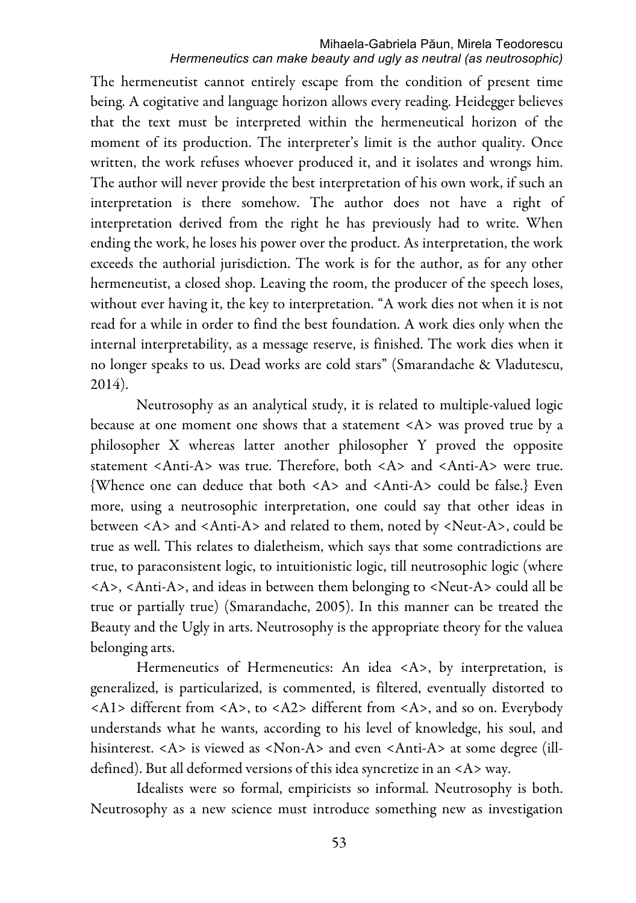The hermeneutist cannot entirely escape from the condition of present time being. A cogitative and language horizon allows every reading. Heidegger believes that the text must be interpreted within the hermeneutical horizon of the moment of its production. The interpreter's limit is the author quality. Once written, the work refuses whoever produced it, and it isolates and wrongs him. The author will never provide the best interpretation of his own work, if such an interpretation is there somehow. The author does not have a right of interpretation derived from the right he has previously had to write. When ending the work, he loses his power over the product. As interpretation, the work exceeds the authorial jurisdiction. The work is for the author, as for any other hermeneutist, a closed shop. Leaving the room, the producer of the speech loses, without ever having it, the key to interpretation. "A work dies not when it is not read for a while in order to find the best foundation. A work dies only when the internal interpretability, as a message reserve, is finished. The work dies when it no longer speaks to us. Dead works are cold stars" (Smarandache & Vladutescu, 2014).

Neutrosophy as an analytical study, it is related to multiple-valued logic because at one moment one shows that a statement <A> was proved true by a philosopher X whereas latter another philosopher Y proved the opposite statement <Anti-A> was true. Therefore, both <A> and <Anti-A> were true. {Whence one can deduce that both <A> and <Anti-A> could be false.} Even more, using a neutrosophic interpretation, one could say that other ideas in between <A> and <Anti-A> and related to them, noted by <Neut-A>, could be true as well. This relates to dialetheism, which says that some contradictions are true, to paraconsistent logic, to intuitionistic logic, till neutrosophic logic (where <A>, <Anti-A>, and ideas in between them belonging to <Neut-A> could all be true or partially true) (Smarandache, 2005). In this manner can be treated the Beauty and the Ugly in arts. Neutrosophy is the appropriate theory for the valuea belonging arts.

Hermeneutics of Hermeneutics: An idea <A>, by interpretation, is generalized, is particularized, is commented, is filtered, eventually distorted to <A1> different from <A>, to <A2> different from <A>, and so on. Everybody understands what he wants, according to his level of knowledge, his soul, and hisinterest. <A> is viewed as <Non-A> and even <Anti-A> at some degree (ill-defined). But all deformed versions of this idea syncretize in an <A> way.

Idealists were so formal, empiricists so informal. Neutrosophy is both. Neutrosophy as a new science must introduce something new as investigation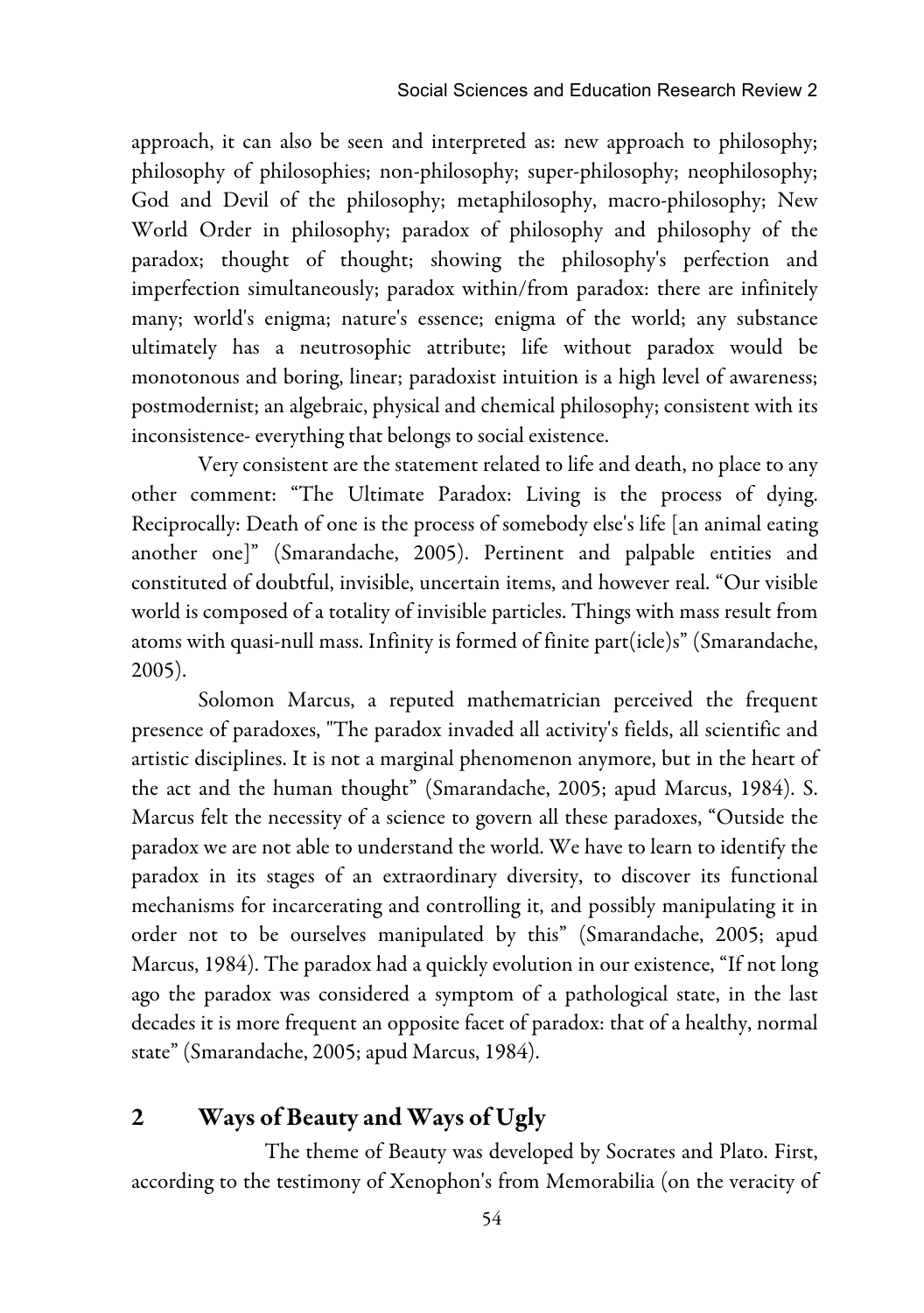approach, it can also be seen and interpreted as: new approach to philosophy; philosophy of philosophies; non-philosophy; super-philosophy; neophilosophy; God and Devil of the philosophy; metaphilosophy, macro-philosophy; New World Order in philosophy; paradox of philosophy and philosophy of the paradox; thought of thought; showing the philosophy's perfection and imperfection simultaneously; paradox within/from paradox: there are infinitely many; world's enigma; nature's essence; enigma of the world; any substance ultimately has a neutrosophic attribute; life without paradox would be monotonous and boring, linear; paradoxist intuition is a high level of awareness; postmodernist; an algebraic, physical and chemical philosophy; consistent with its inconsistence- everything that belongs to social existence.

Very consistent are the statement related to life and death, no place to any other comment: "The Ultimate Paradox: Living is the process of dying. Reciprocally: Death of one is the process of somebody else's life [an animal eating another one]" (Smarandache, 2005). Pertinent and palpable entities and constituted of doubtful, invisible, uncertain items, and however real. "Our visible world is composed of a totality of invisible particles. Things with mass result from atoms with quasi-null mass. Infinity is formed of finite part(icle)s" (Smarandache, 2005).

Solomon Marcus, a reputed mathematrician perceived the frequent presence of paradoxes, "The paradox invaded all activity's fields, all scientific and artistic disciplines. It is not a marginal phenomenon anymore, but in the heart of the act and the human thought" (Smarandache, 2005; apud Marcus, 1984). S. Marcus felt the necessity of a science to govern all these paradoxes, "Outside the paradox we are not able to understand the world. We have to learn to identify the paradox in its stages of an extraordinary diversity, to discover its functional mechanisms for incarcerating and controlling it, and possibly manipulating it in order not to be ourselves manipulated by this" (Smarandache, 2005; apud Marcus, 1984). The paradox had a quickly evolution in our existence, "If not long ago the paradox was considered a symptom of a pathological state, in the last decades it is more frequent an opposite facet of paradox: that of a healthy, normal state" (Smarandache, 2005; apud Marcus, 1984).

## 2 Ways of Beauty and Ways of Ugly

The theme of Beauty was developed by Socrates and Plato. First, according to the testimony of Xenophon's from Memorabilia (on the veracity of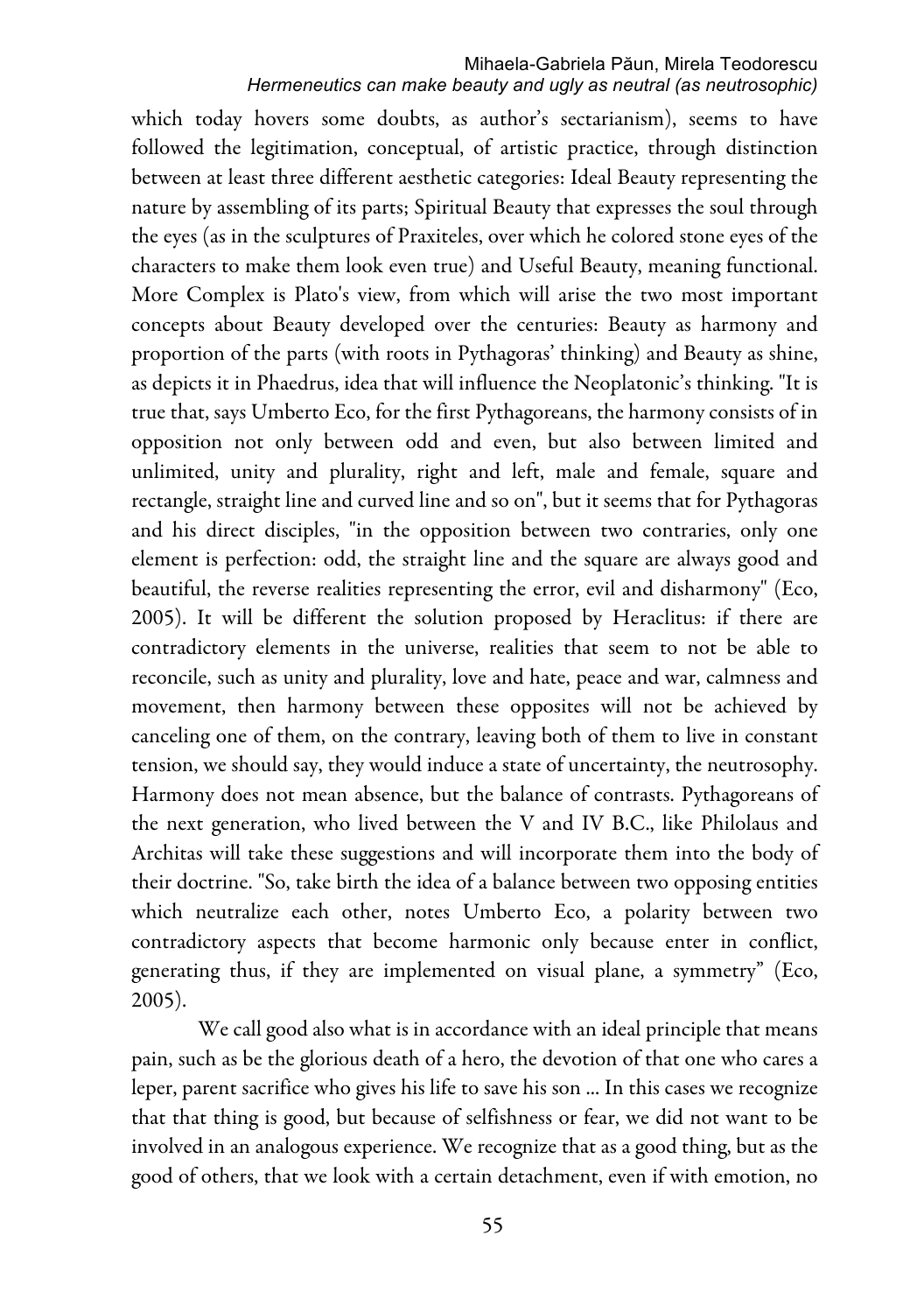which today hovers some doubts, as author's sectarianism), seems to have followed the legitimation, conceptual, of artistic practice, through distinction between at least three different aesthetic categories: Ideal Beauty representing the nature by assembling of its parts; Spiritual Beauty that expresses the soul through the eyes (as in the sculptures of Praxiteles, over which he colored stone eyes of the characters to make them look even true) and Useful Beauty, meaning functional. More Complex is Plato's view, from which will arise the two most important concepts about Beauty developed over the centuries: Beauty as harmony and proportion of the parts (with roots in Pythagoras' thinking) and Beauty as shine, as depicts it in Phaedrus, idea that will influence the Neoplatonic's thinking. "It is true that, says Umberto Eco, for the first Pythagoreans, the harmony consists of in opposition not only between odd and even, but also between limited and unlimited, unity and plurality, right and left, male and female, square and rectangle, straight line and curved line and so on", but it seems that for Pythagoras and his direct disciples, "in the opposition between two contraries, only one element is perfection: odd, the straight line and the square are always good and beautiful, the reverse realities representing the error, evil and disharmony" (Eco, 2005). It will be different the solution proposed by Heraclitus: if there are contradictory elements in the universe, realities that seem to not be able to reconcile, such as unity and plurality, love and hate, peace and war, calmness and movement, then harmony between these opposites will not be achieved by canceling one of them, on the contrary, leaving both of them to live in constant tension, we should say, they would induce a state of uncertainty, the neutrosophy. Harmony does not mean absence, but the balance of contrasts. Pythagoreans of the next generation, who lived between the V and IV B.C., like Philolaus and Architas will take these suggestions and will incorporate them into the body of their doctrine. "So, take birth the idea of a balance between two opposing entities which neutralize each other, notes Umberto Eco, a polarity between two contradictory aspects that become harmonic only because enter in conflict, generating thus, if they are implemented on visual plane, a symmetry" (Eco, 2005).

We call good also what is in accordance with an ideal principle that means pain, such as be the glorious death of a hero, the devotion of that one who cares a leper, parent sacrifice who gives his life to save his son ... In this cases we recognize that that thing is good, but because of selfishness or fear, we did not want to be involved in an analogous experience. We recognize that as a good thing, but as the good of others, that we look with a certain detachment, even if with emotion, no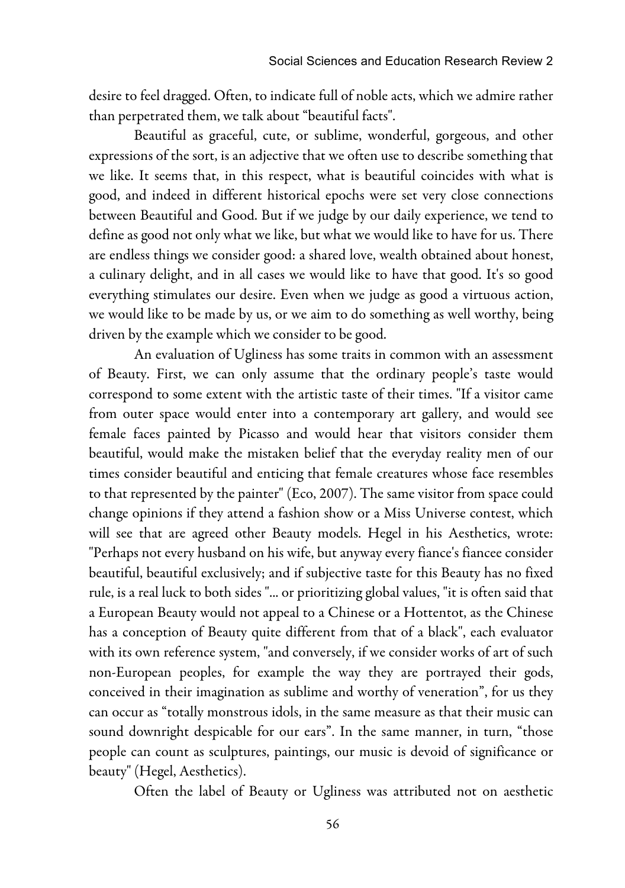desire to feel dragged. Often, to indicate full of noble acts, which we admire rather than perpetrated them, we talk about "beautiful facts".

Beautiful as graceful, cute, or sublime, wonderful, gorgeous, and other expressions of the sort, is an adjective that we often use to describe something that we like. It seems that, in this respect, what is beautiful coincides with what is good, and indeed in different historical epochs were set very close connections between Beautiful and Good. But if we judge by our daily experience, we tend to define as good not only what we like, but what we would like to have for us. There are endless things we consider good: a shared love, wealth obtained about honest, a culinary delight, and in all cases we would like to have that good. It's so good everything stimulates our desire. Even when we judge as good a virtuous action, we would like to be made by us, or we aim to do something as well worthy, being driven by the example which we consider to be good.

An evaluation of Ugliness has some traits in common with an assessment of Beauty. First, we can only assume that the ordinary people's taste would correspond to some extent with the artistic taste of their times. "If a visitor came from outer space would enter into a contemporary art gallery, and would see female faces painted by Picasso and would hear that visitors consider them beautiful, would make the mistaken belief that the everyday reality men of our times consider beautiful and enticing that female creatures whose face resembles to that represented by the painter" (Eco, 2007). The same visitor from space could change opinions if they attend a fashion show or a Miss Universe contest, which will see that are agreed other Beauty models. Hegel in his Aesthetics, wrote: "Perhaps not every husband on his wife, but anyway every fiance's fiancee consider beautiful, beautiful exclusively; and if subjective taste for this Beauty has no fixed rule, is a real luck to both sides "... or prioritizing global values, "it is often said that a European Beauty would not appeal to a Chinese or a Hottentot, as the Chinese has a conception of Beauty quite different from that of a black", each evaluator with its own reference system, "and conversely, if we consider works of art of such non-European peoples, for example the way they are portrayed their gods, conceived in their imagination as sublime and worthy of veneration", for us they can occur as "totally monstrous idols, in the same measure as that their music can sound downright despicable for our ears". In the same manner, in turn, "those people can count as sculptures, paintings, our music is devoid of significance or beauty" (Hegel, Aesthetics).

Often the label of Beauty or Ugliness was attributed not on aesthetic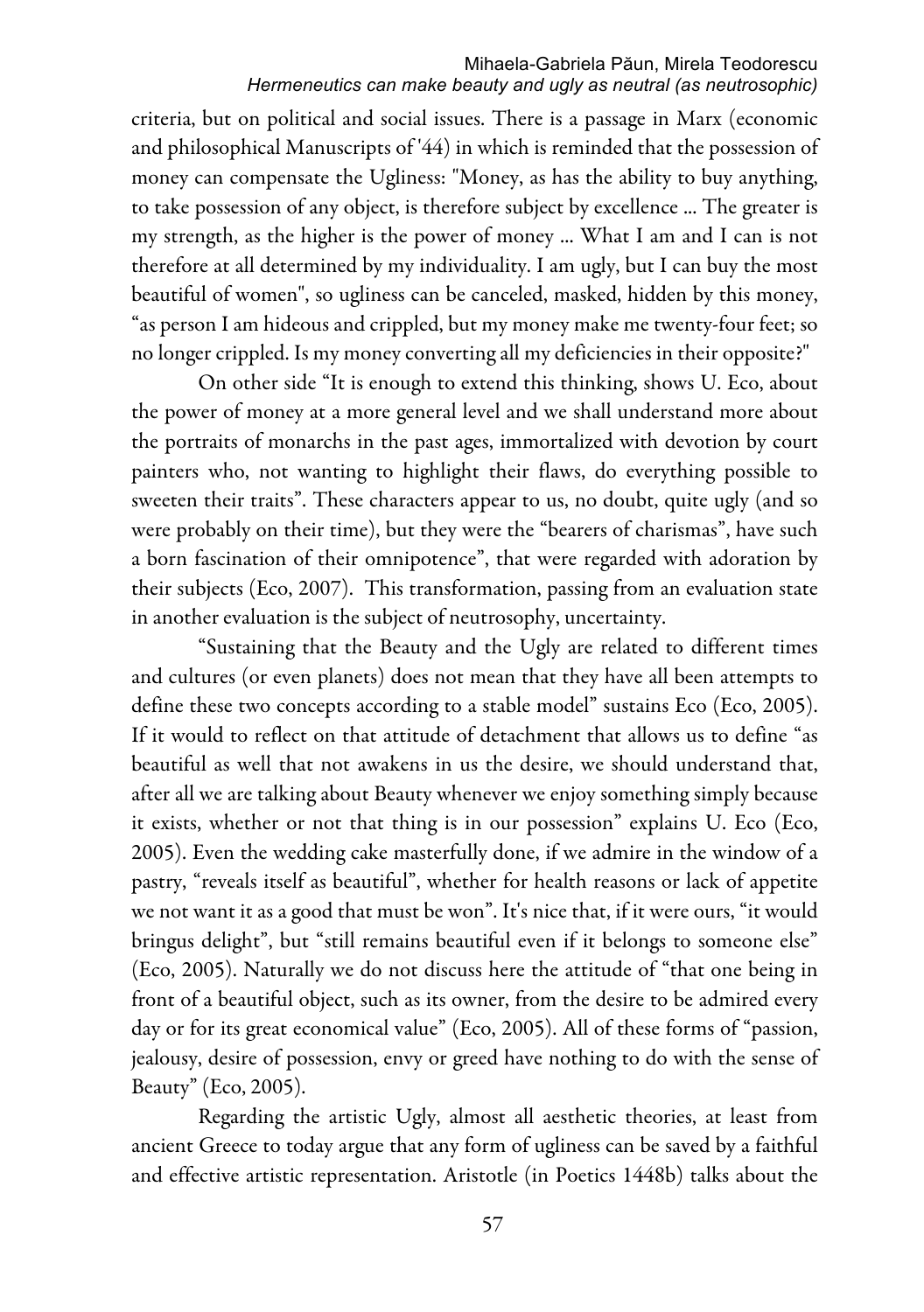criteria, but on political and social issues. There is a passage in Marx (economic and philosophical Manuscripts of '44) in which is reminded that the possession of money can compensate the Ugliness: "Money, as has the ability to buy anything, to take possession of any object, is therefore subject by excellence ... The greater is my strength, as the higher is the power of money ... What I am and I can is not therefore at all determined by my individuality. I am ugly, but I can buy the most beautiful of women", so ugliness can be canceled, masked, hidden by this money, "as person I am hideous and crippled, but my money make me twenty-four feet; so no longer crippled. Is my money converting all my deficiencies in their opposite?"

On other side "It is enough to extend this thinking, shows U. Eco, about the power of money at a more general level and we shall understand more about the portraits of monarchs in the past ages, immortalized with devotion by court painters who, not wanting to highlight their flaws, do everything possible to sweeten their traits". These characters appear to us, no doubt, quite ugly (and so were probably on their time), but they were the "bearers of charismas", have such a born fascination of their omnipotence", that were regarded with adoration by their subjects (Eco, 2007). This transformation, passing from an evaluation state in another evaluation is the subject of neutrosophy, uncertainty.

"Sustaining that the Beauty and the Ugly are related to different times and cultures (or even planets) does not mean that they have all been attempts to define these two concepts according to a stable model" sustains Eco (Eco, 2005). If it would to reflect on that attitude of detachment that allows us to define "as beautiful as well that not awakens in us the desire, we should understand that, after all we are talking about Beauty whenever we enjoy something simply because it exists, whether or not that thing is in our possession" explains U. Eco (Eco, 2005). Even the wedding cake masterfully done, if we admire in the window of a pastry, "reveals itself as beautiful", whether for health reasons or lack of appetite we not want it as a good that must be won". It's nice that, if it were ours, "it would bringus delight", but "still remains beautiful even if it belongs to someone else" (Eco, 2005). Naturally we do not discuss here the attitude of "that one being in front of a beautiful object, such as its owner, from the desire to be admired every day or for its great economical value" (Eco, 2005). All of these forms of "passion, jealousy, desire of possession, envy or greed have nothing to do with the sense of Beauty" (Eco, 2005).

Regarding the artistic Ugly, almost all aesthetic theories, at least from ancient Greece to today argue that any form of ugliness can be saved by a faithful and effective artistic representation. Aristotle (in Poetics 1448b) talks about the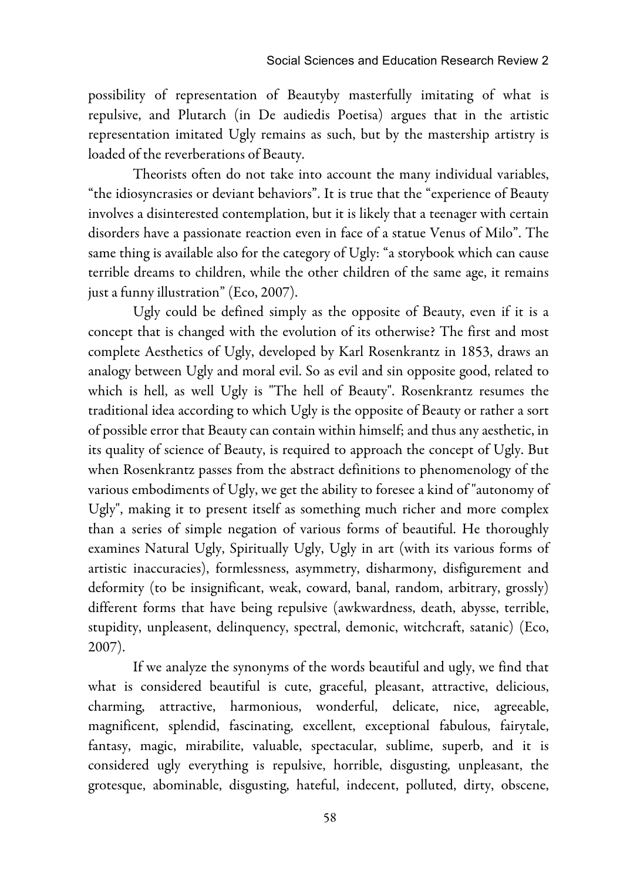possibility of representation of Beautyby masterfully imitating of what is repulsive, and Plutarch (in De audiedis Poetisa) argues that in the artistic representation imitated Ugly remains as such, but by the mastership artistry is loaded of the reverberations of Beauty.

Theorists often do not take into account the many individual variables, "the idiosyncrasies or deviant behaviors". It is true that the "experience of Beauty involves a disinterested contemplation, but it is likely that a teenager with certain disorders have a passionate reaction even in face of a statue Venus of Milo". The same thing is available also for the category of Ugly: "a storybook which can cause terrible dreams to children, while the other children of the same age, it remains just a funny illustration" (Eco, 2007).

Ugly could be defined simply as the opposite of Beauty, even if it is a concept that is changed with the evolution of its otherwise? The first and most complete Aesthetics of Ugly, developed by Karl Rosenkrantz in 1853, draws an analogy between Ugly and moral evil. So as evil and sin opposite good, related to which is hell, as well Ugly is "The hell of Beauty". Rosenkrantz resumes the traditional idea according to which Ugly is the opposite of Beauty or rather a sort of possible error that Beauty can contain within himself; and thus any aesthetic, in its quality of science of Beauty, is required to approach the concept of Ugly. But when Rosenkrantz passes from the abstract definitions to phenomenology of the various embodiments of Ugly, we get the ability to foresee a kind of "autonomy of Ugly", making it to present itself as something much richer and more complex than a series of simple negation of various forms of beautiful. He thoroughly examines Natural Ugly, Spiritually Ugly, Ugly in art (with its various forms of artistic inaccuracies), formlessness, asymmetry, disharmony, disfigurement and deformity (to be insignificant, weak, coward, banal, random, arbitrary, grossly) different forms that have being repulsive (awkwardness, death, abysse, terrible, stupidity, unpleasent, delinquency, spectral, demonic, witchcraft, satanic) (Eco, 2007).

If we analyze the synonyms of the words beautiful and ugly, we find that what is considered beautiful is cute, graceful, pleasant, attractive, delicious, charming, attractive, harmonious, wonderful, delicate, nice, agreeable, magnificent, splendid, fascinating, excellent, exceptional fabulous, fairytale, fantasy, magic, mirabilite, valuable, spectacular, sublime, superb, and it is considered ugly everything is repulsive, horrible, disgusting, unpleasant, the grotesque, abominable, disgusting, hateful, indecent, polluted, dirty, obscene,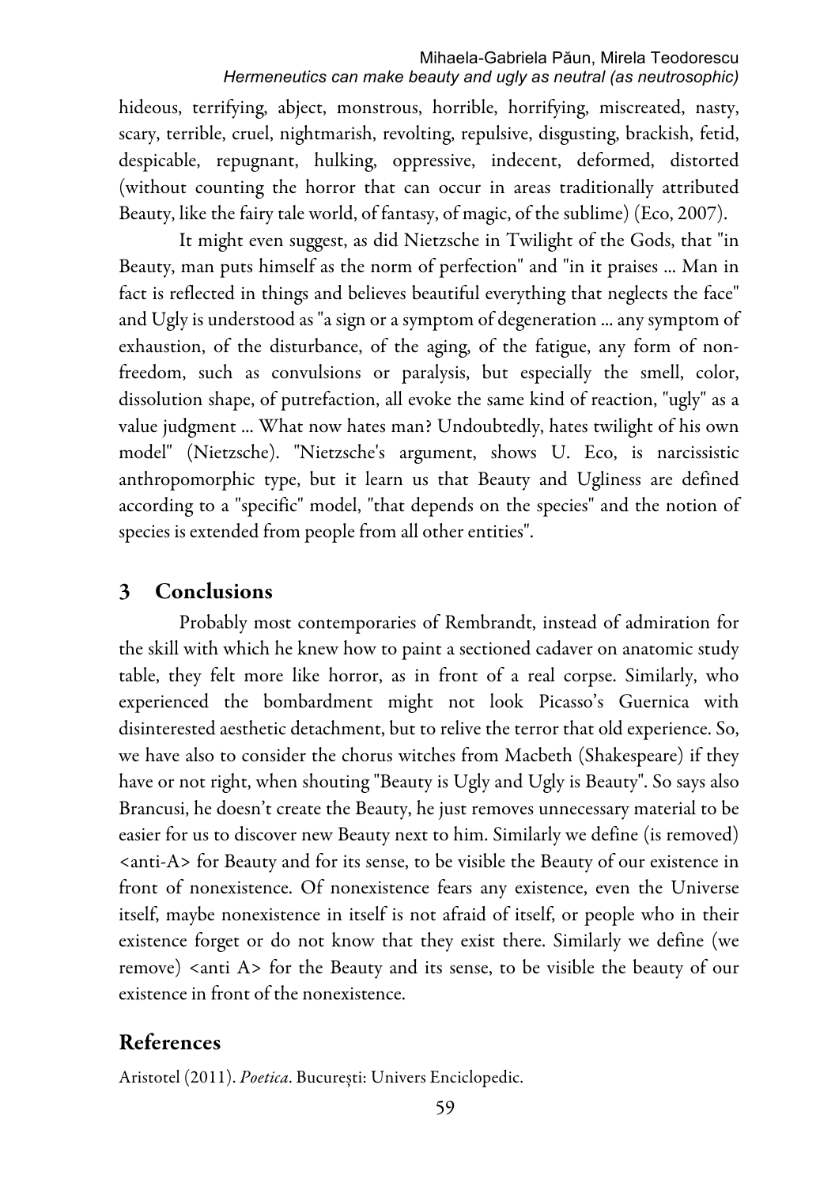hideous, terrifying, abject, monstrous, horrible, horrifying, miscreated, nasty, scary, terrible, cruel, nightmarish, revolting, repulsive, disgusting, brackish, fetid, despicable, repugnant, hulking, oppressive, indecent, deformed, distorted (without counting the horror that can occur in areas traditionally attributed Beauty, like the fairy tale world, of fantasy, of magic, of the sublime) (Eco, 2007).

It might even suggest, as did Nietzsche in Twilight of the Gods, that "in Beauty, man puts himself as the norm of perfection" and "in it praises ... Man in fact is reflected in things and believes beautiful everything that neglects the face" and Ugly is understood as "a sign or a symptom of degeneration ... any symptom of exhaustion, of the disturbance, of the aging, of the fatigue, any form of non-freedom, such as convulsions or paralysis, but especially the smell, color, dissolution shape, of putrefaction, all evoke the same kind of reaction, "ugly" as a value judgment ... What now hates man? Undoubtedly, hates twilight of his own model" (Nietzsche). "Nietzsche's argument, shows U. Eco, is narcissistic anthropomorphic type, but it learn us that Beauty and Ugliness are defined according to a "specific" model, "that depends on the species" and the notion of species is extended from people from all other entities".

## 3 Conclusions

Probably most contemporaries of Rembrandt, instead of admiration for the skill with which he knew how to paint a sectioned cadaver on anatomic study table, they felt more like horror, as in front of a real corpse. Similarly, who experienced the bombardment might not look Picasso's Guernica with disinterested aesthetic detachment, but to relive the terror that old experience. So, we have also to consider the chorus witches from Macbeth (Shakespeare) if they have or not right, when shouting "Beauty is Ugly and Ugly is Beauty". So says also Brancusi, he doesn't create the Beauty, he just removes unnecessary material to be easier for us to discover new Beauty next to him. Similarly we define (is removed) <anti-A> for Beauty and for its sense, to be visible the Beauty of our existence in front of nonexistence. Of nonexistence fears any existence, even the Universe itself, maybe nonexistence in itself is not afraid of itself, or people who in their existence forget or do not know that they exist there. Similarly we define (we remove) <anti A> for the Beauty and its sense, to be visible the beauty of our existence in front of the nonexistence.

## References

Aristotel (2011). *Poetica*. București: Univers Enciclopedic.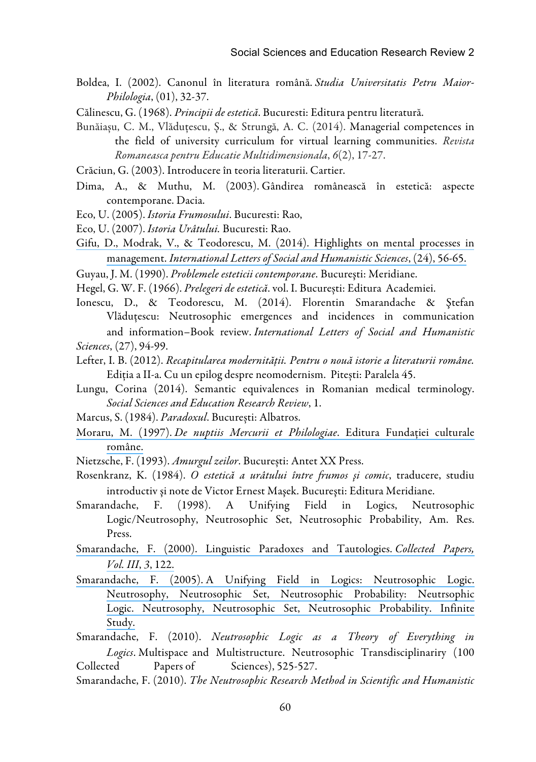Boldea, I. (2002). Canonul în literatura română. *Studia Universitatis Petru Maior-Philologia*, (01), 32-37.

Călinescu, G. (1968). *Principii de estetică*. Bucuresti: Editura pentru literatură.

Bunăiașu, C. M., Vlăduțescu, Ș., & Strungă, A. C. (2014). Managerial competences in the field of university curriculum for virtual learning communities. *Revista Romaneasca pentru Educatie Multidimensionala*, *6*(2), 17-27.

Crăciun, G. (2003). Introducere în teoria literaturii. Cartier.

Dima, A., & Muthu, M. (2003). Gândirea românească în estetică: aspecte contemporane. Dacia.

Eco, U. (2005). *Istoria Frumosului*. Bucuresti: Rao,

Eco, U. (2007). *Istoria Urâtului.* Bucuresti: Rao.

Gifu, D., Modrak, V., & Teodorescu, M. (2014). Highlights on mental processes in management. *International Letters of Social and Humanistic Sciences*, (24), 56-65.

Guyau, J. M. (1990). *Problemele esteticii contemporane*. Bucureşti: Meridiane.

Hegel, G. W. F. (1966). *Prelegeri de estetică*. vol. I. Bucureşti: Editura Academiei.

Ionescu, D., & Teodorescu, M. (2014). Florentin Smarandache & Ştefan Vlăduțescu: Neutrosophic emergences and incidences in communication and information–Book review. *International Letters of Social and Humanistic Sciences*, (27), 94-99.

Lefter, I. B. (2012). *Recapitularea modernității. Pentru o nouă istorie a literaturii române.* Ediția a II-a. Cu un epilog despre neomodernism. Pitești: Paralela 45.

Lungu, Corina (2014). Semantic equivalences in Romanian medical terminology. *Social Sciences and Education Research Review*, 1.

Marcus, S. (1984). *Paradoxul*. Bucureşti: Albatros.

Moraru, M. (1997). *De nuptiis Mercurii et Philologiae*. Editura Fundației culturale române.

Nietzsche, F. (1993). *Amurgul zeilor*. Bucureşti: Antet XX Press.

Rosenkranz, K. (1984). *O estetică a urâtului între frumos şi comic*, traducere, studiu introductiv şi note de Victor Ernest Maşek. Bucureşti: Editura Meridiane.

Smarandache, F. (1998). A Unifying Field in Logics, Neutrosophic Logic/Neutrosophy, Neutrosophic Set, Neutrosophic Probability, Am. Res. Press.

Smarandache, F. (2000). Linguistic Paradoxes and Tautologies. *Collected Papers, Vol. III*, *3*, 122.

Smarandache, F. (2005). A Unifying Field in Logics: Neutrosophic Logic. Neutrosophy, Neutrosophic Set, Neutrosophic Probability: Neutrsophic Logic. Neutrosophy, Neutrosophic Set, Neutrosophic Probability. Infinite Study.

Smarandache, F. (2010). *Neutrosophic Logic as a Theory of Everything in Logics*. Multispace and Multistructure. Neutrosophic Transdisciplinarity (100 Collected Papers of Sciences), 525-527.

Smarandache, F. (2010). *The Neutrosophic Research Method in Scientific and Humanistic*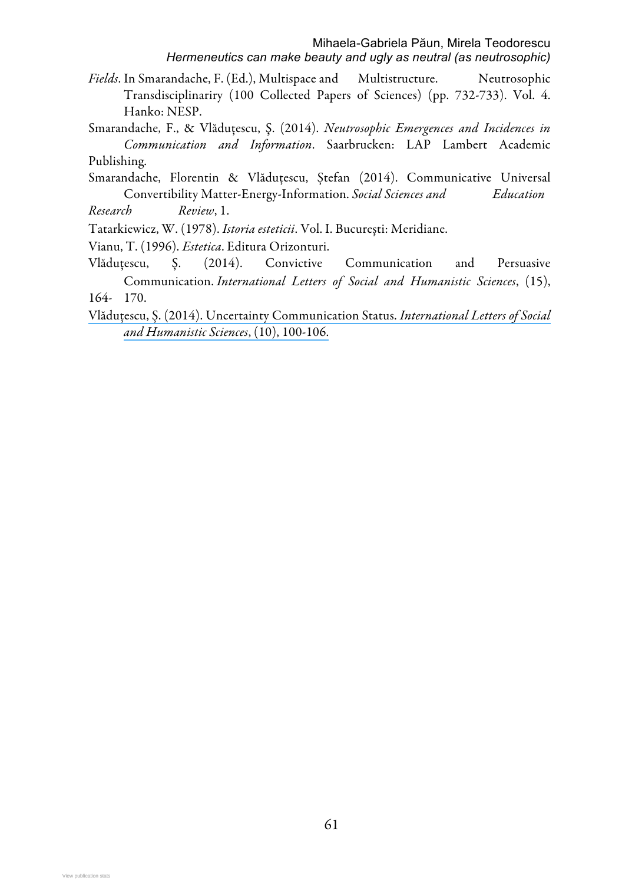*Fields*. In Smarandache, F. (Ed.), Multispace and Multistructure. Neutrosophic Transdisciplinariry (100 Collected Papers of Sciences) (pp. 732-733). Vol. 4. Hanko: NESP.

Smarandache, F., & Vlăduțescu, Ş. (2014). *Neutrosophic Emergences and Incidences in Communication and Information*. Saarbrucken: LAP Lambert Academic Publishing.

Smarandache, Florentin & Vlăduțescu, Ștefan (2014). Communicative Universal Convertibility Matter-Energy-Information. *Social Sciences and Education Research Review*, 1.

Tatarkiewicz, W. (1978). *Istoria esteticii*. Vol. I. Bucureşti: Meridiane.

Vianu, T. (1996). *Estetica*. Editura Orizonturi.

Vlăduțescu, Ș. (2014). Convictive Communication and Persuasive Communication. *International Letters of Social and Humanistic Sciences*, (15), 164- 170.

Vlăduțescu, Ş. (2014). Uncertainty Communication Status. *International Letters of Social and Humanistic Sciences*, (10), 100-106.